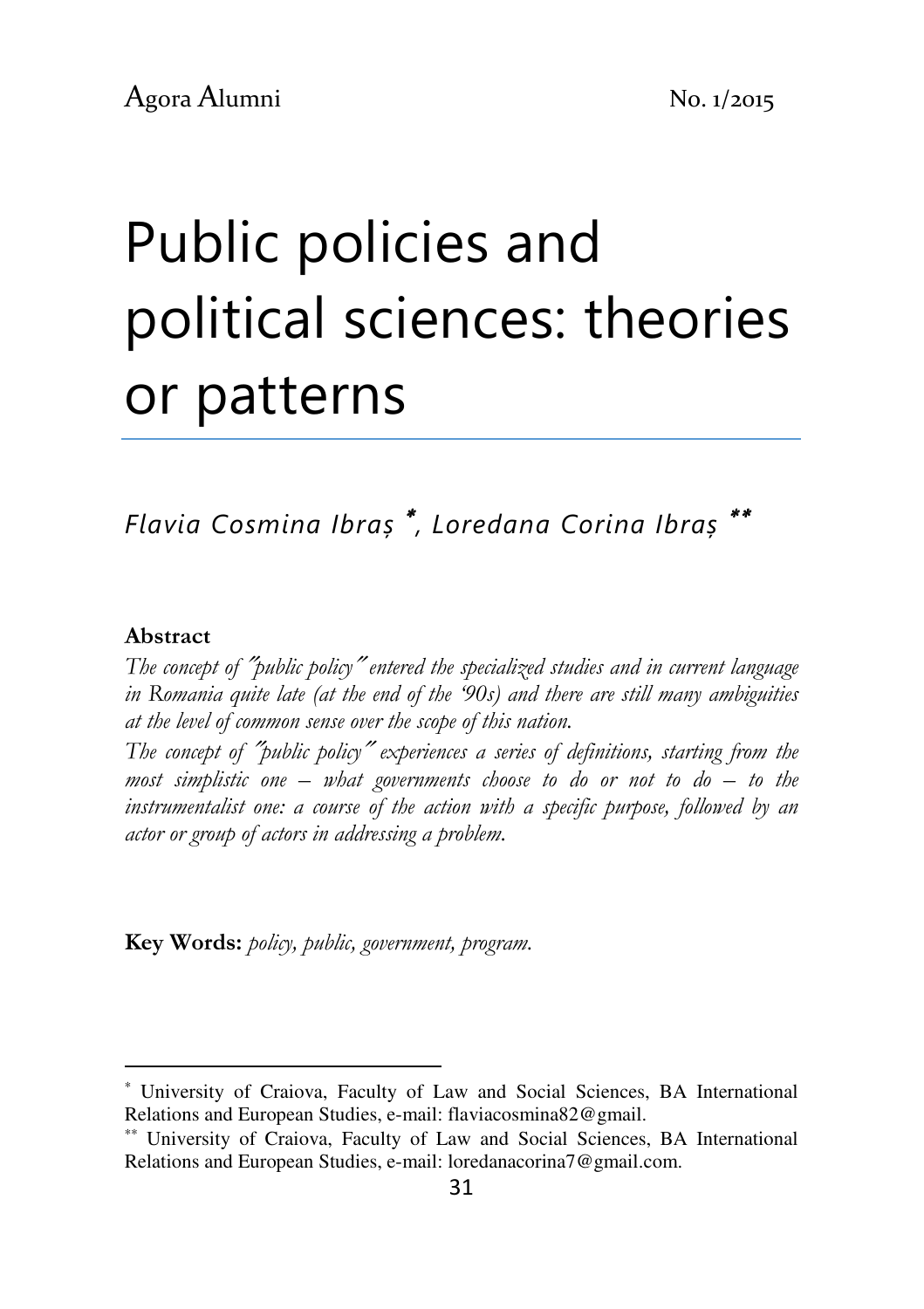# Public policies and political sciences: theories or patterns

*Flavia Cosmina Ibraș* [*], *Loredana Corina Ibraș* [**]

**Abstract**

*The concept of "public policy" entered the specialized studies and in current language in Romania quite late (at the end of the '90s) and there are still many ambiguities at the level of common sense over the scope of this nation.*

*The concept of "public policy" experiences a series of definitions, starting from the most simplistic one – what governments choose to do or not to do – to the instrumentalist one: a course of the action with a specific purpose, followed by an actor or group of actors in addressing a problem.*

**Key Words:** *policy, public, government, program.*

---

[*] University of Craiova, Faculty of Law and Social Sciences, BA International Relations and European Studies, e-mail: flaviacosmina82@gmail.

[**] University of Craiova, Faculty of Law and Social Sciences, BA International Relations and European Studies, e-mail: loredanacorina7@gmail.com.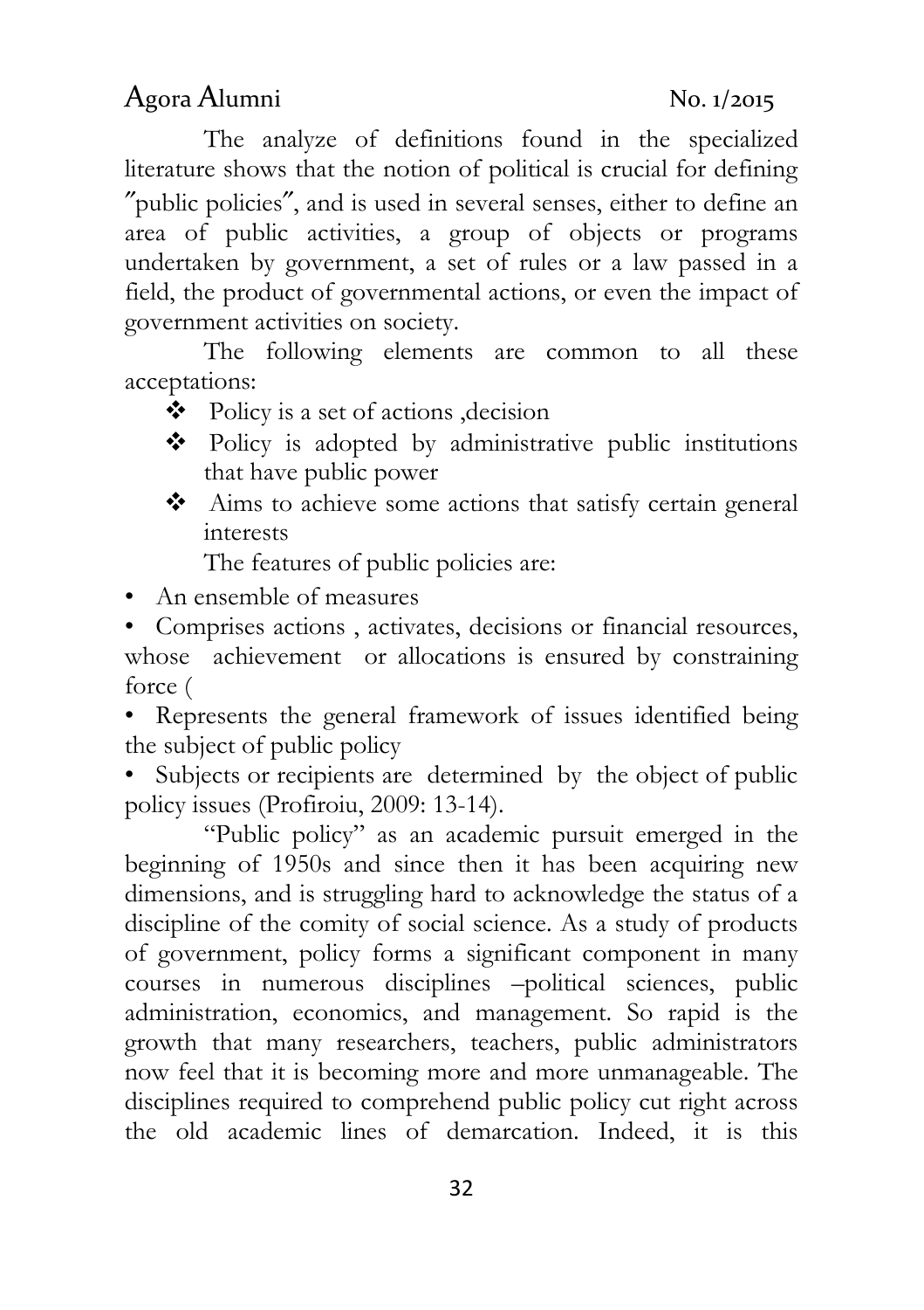The analyze of definitions found in the specialized literature shows that the notion of political is crucial for defining ″public policies″, and is used in several senses, either to define an area of public activities, a group of objects or programs undertaken by government, a set of rules or a law passed in a field, the product of governmental actions, or even the impact of government activities on society.

The following elements are common to all these acceptations:

- Policy is a set of actions ,decision
- Policy is adopted by administrative public institutions that have public power
- Aims to achieve some actions that satisfy certain general interests

The features of public policies are:

- An ensemble of measures
- Comprises actions , activates, decisions or financial resources, whose achievement or allocations is ensured by constraining force (
- Represents the general framework of issues identified being the subject of public policy
- Subjects or recipients are determined by the object of public policy issues (Profiroiu, 2009: 13-14).

"Public policy" as an academic pursuit emerged in the beginning of 1950s and since then it has been acquiring new dimensions, and is struggling hard to acknowledge the status of a discipline of the comity of social science. As a study of products of government, policy forms a significant component in many courses in numerous disciplines –political sciences, public administration, economics, and management. So rapid is the growth that many researchers, teachers, public administrators now feel that it is becoming more and more unmanageable. The disciplines required to comprehend public policy cut right across the old academic lines of demarcation. Indeed, it is this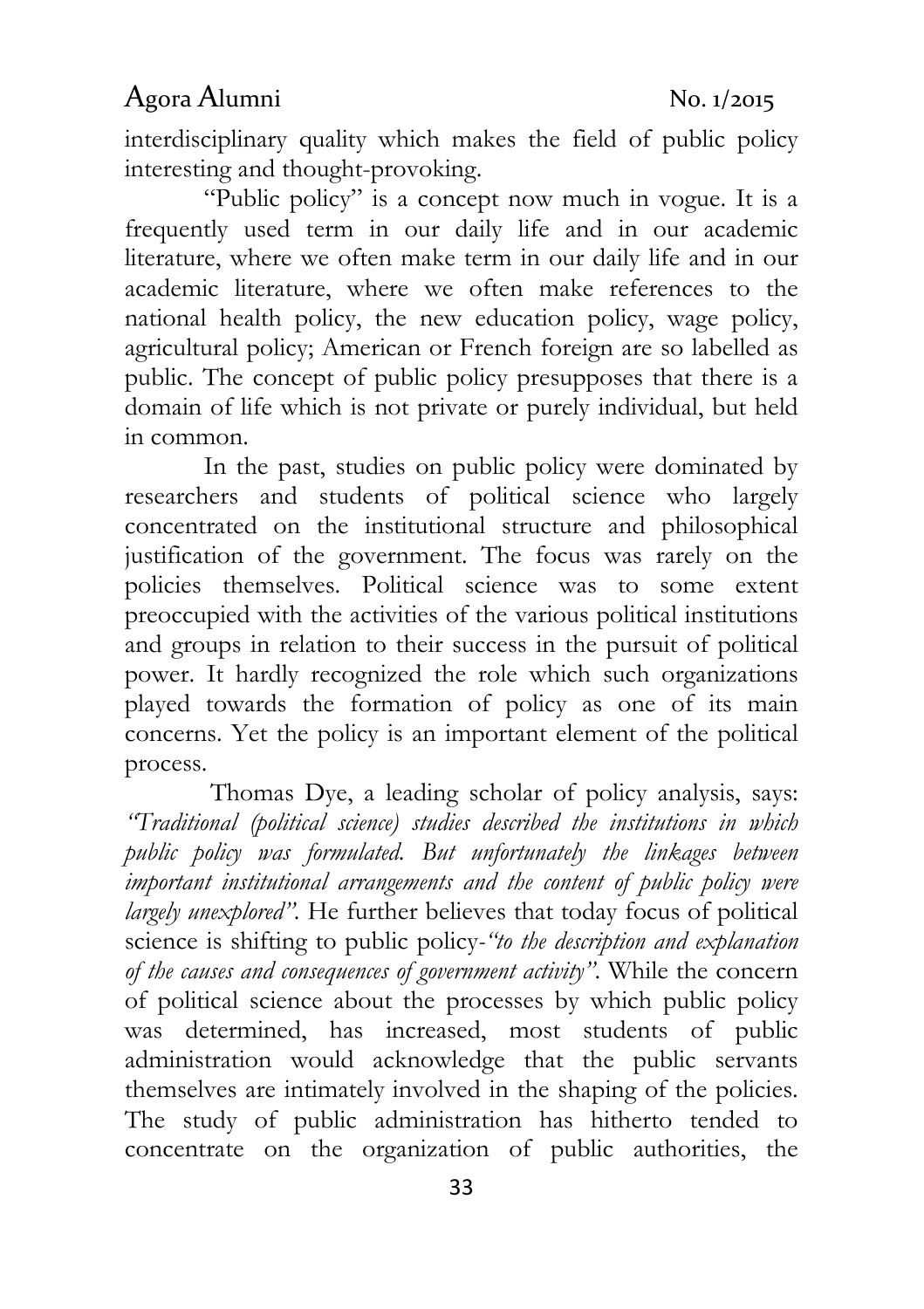interdisciplinary quality which makes the field of public policy interesting and thought-provoking.

"Public policy" is a concept now much in vogue. It is a frequently used term in our daily life and in our academic literature, where we often make term in our daily life and in our academic literature, where we often make references to the national health policy, the new education policy, wage policy, agricultural policy; American or French foreign are so labelled as public. The concept of public policy presupposes that there is a domain of life which is not private or purely individual, but held in common.

In the past, studies on public policy were dominated by researchers and students of political science who largely concentrated on the institutional structure and philosophical justification of the government. The focus was rarely on the policies themselves. Political science was to some extent preoccupied with the activities of the various political institutions and groups in relation to their success in the pursuit of political power. It hardly recognized the role which such organizations played towards the formation of policy as one of its main concerns. Yet the policy is an important element of the political process.

Thomas Dye, a leading scholar of policy analysis, says: *"Traditional (political science) studies described the institutions in which public policy was formulated. But unfortunately the linkages between important institutional arrangements and the content of public policy were largely unexplored"*. He further believes that today focus of political science is shifting to public policy-*"to the description and explanation of the causes and consequences of government activity"*. While the concern of political science about the processes by which public policy was determined, has increased, most students of public administration would acknowledge that the public servants themselves are intimately involved in the shaping of the policies. The study of public administration has hitherto tended to concentrate on the organization of public authorities, the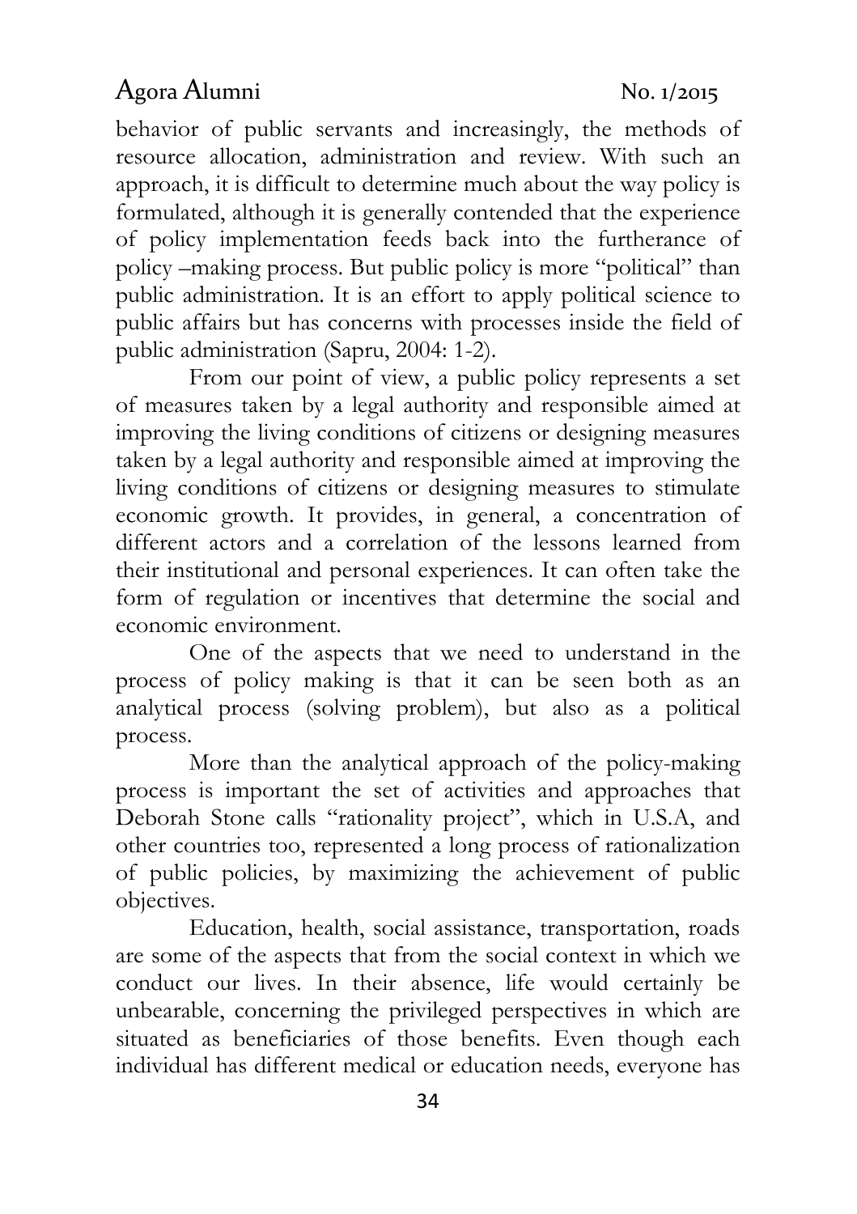behavior of public servants and increasingly, the methods of resource allocation, administration and review. With such an approach, it is difficult to determine much about the way policy is formulated, although it is generally contended that the experience of policy implementation feeds back into the furtherance of policy –making process. But public policy is more "political" than public administration. It is an effort to apply political science to public affairs but has concerns with processes inside the field of public administration (Sapru, 2004: 1-2).

From our point of view, a public policy represents a set of measures taken by a legal authority and responsible aimed at improving the living conditions of citizens or designing measures taken by a legal authority and responsible aimed at improving the living conditions of citizens or designing measures to stimulate economic growth. It provides, in general, a concentration of different actors and a correlation of the lessons learned from their institutional and personal experiences. It can often take the form of regulation or incentives that determine the social and economic environment.

One of the aspects that we need to understand in the process of policy making is that it can be seen both as an analytical process (solving problem), but also as a political process.

More than the analytical approach of the policy-making process is important the set of activities and approaches that Deborah Stone calls "rationality project", which in U.S.A, and other countries too, represented a long process of rationalization of public policies, by maximizing the achievement of public objectives.

Education, health, social assistance, transportation, roads are some of the aspects that from the social context in which we conduct our lives. In their absence, life would certainly be unbearable, concerning the privileged perspectives in which are situated as beneficiaries of those benefits. Even though each individual has different medical or education needs, everyone has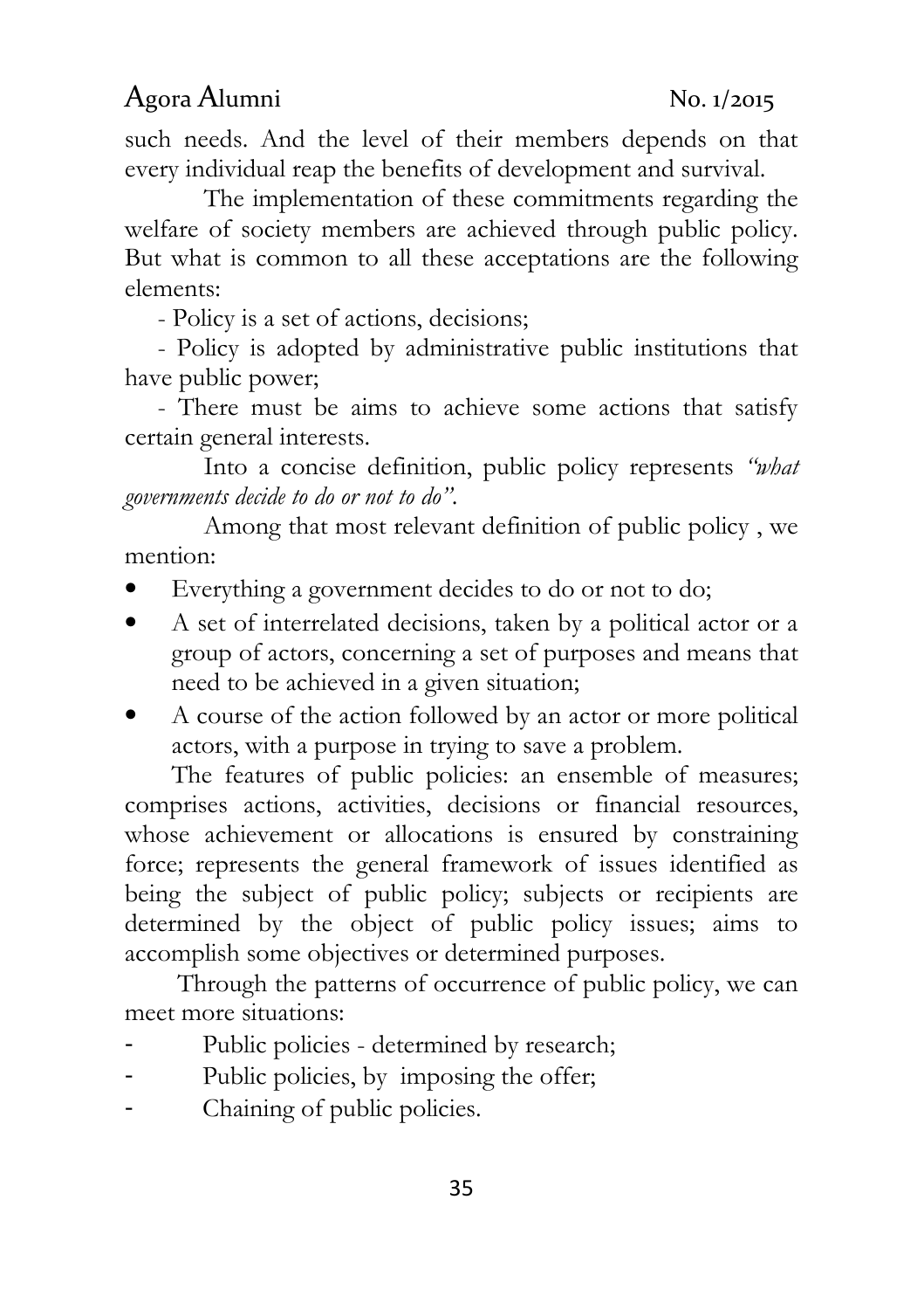such needs. And the level of their members depends on that every individual reap the benefits of development and survival.

The implementation of these commitments regarding the welfare of society members are achieved through public policy. But what is common to all these acceptations are the following elements:

- Policy is a set of actions, decisions;
- Policy is adopted by administrative public institutions that have public power;
- There must be aims to achieve some actions that satisfy certain general interests.

Into a concise definition, public policy represents *"what governments decide to do or not to do"*.

Among that most relevant definition of public policy , we mention:

- Everything a government decides to do or not to do;
- A set of interrelated decisions, taken by a political actor or a group of actors, concerning a set of purposes and means that need to be achieved in a given situation;
- A course of the action followed by an actor or more political actors, with a purpose in trying to save a problem.

The features of public policies: an ensemble of measures; comprises actions, activities, decisions or financial resources, whose achievement or allocations is ensured by constraining force; represents the general framework of issues identified as being the subject of public policy; subjects or recipients are determined by the object of public policy issues; aims to accomplish some objectives or determined purposes.

Through the patterns of occurrence of public policy, we can meet more situations:

- Public policies - determined by research;
- Public policies, by imposing the offer;
- Chaining of public policies.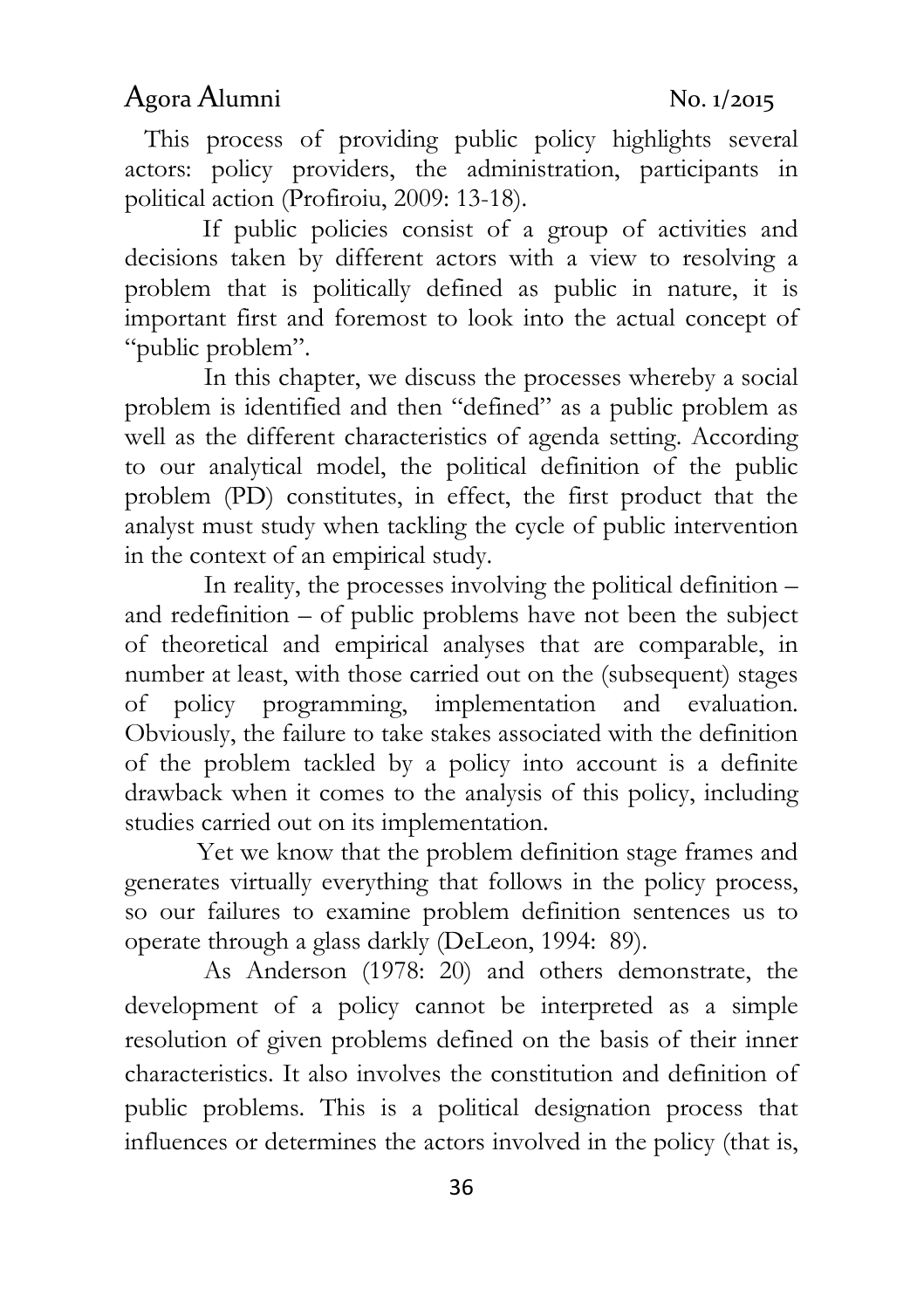This process of providing public policy highlights several actors: policy providers, the administration, participants in political action (Profiroiu, 2009: 13-18).

If public policies consist of a group of activities and decisions taken by different actors with a view to resolving a problem that is politically defined as public in nature, it is important first and foremost to look into the actual concept of "public problem".

In this chapter, we discuss the processes whereby a social problem is identified and then "defined" as a public problem as well as the different characteristics of agenda setting. According to our analytical model, the political definition of the public problem (PD) constitutes, in effect, the first product that the analyst must study when tackling the cycle of public intervention in the context of an empirical study.

In reality, the processes involving the political definition – and redefinition – of public problems have not been the subject of theoretical and empirical analyses that are comparable, in number at least, with those carried out on the (subsequent) stages of policy programming, implementation and evaluation. Obviously, the failure to take stakes associated with the definition of the problem tackled by a policy into account is a definite drawback when it comes to the analysis of this policy, including studies carried out on its implementation.

Yet we know that the problem definition stage frames and generates virtually everything that follows in the policy process, so our failures to examine problem definition sentences us to operate through a glass darkly (DeLeon, 1994: 89).

As Anderson (1978: 20) and others demonstrate, the development of a policy cannot be interpreted as a simple resolution of given problems defined on the basis of their inner characteristics. It also involves the constitution and definition of public problems. This is a political designation process that influences or determines the actors involved in the policy (that is,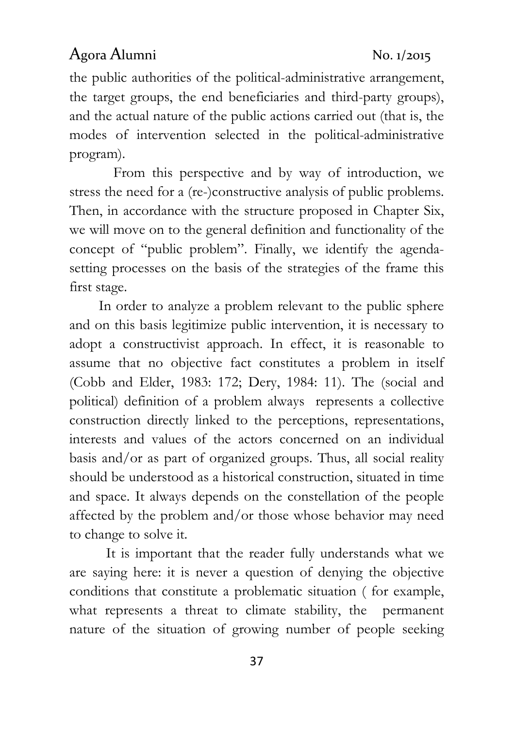the public authorities of the political-administrative arrangement, the target groups, the end beneficiaries and third-party groups), and the actual nature of the public actions carried out (that is, the modes of intervention selected in the political-administrative program).

From this perspective and by way of introduction, we stress the need for a (re-)constructive analysis of public problems. Then, in accordance with the structure proposed in Chapter Six, we will move on to the general definition and functionality of the concept of "public problem". Finally, we identify the agenda-setting processes on the basis of the strategies of the frame this first stage.

In order to analyze a problem relevant to the public sphere and on this basis legitimize public intervention, it is necessary to adopt a constructivist approach. In effect, it is reasonable to assume that no objective fact constitutes a problem in itself (Cobb and Elder, 1983: 172; Dery, 1984: 11). The (social and political) definition of a problem always represents a collective construction directly linked to the perceptions, representations, interests and values of the actors concerned on an individual basis and/or as part of organized groups. Thus, all social reality should be understood as a historical construction, situated in time and space. It always depends on the constellation of the people affected by the problem and/or those whose behavior may need to change to solve it.

It is important that the reader fully understands what we are saying here: it is never a question of denying the objective conditions that constitute a problematic situation ( for example, what represents a threat to climate stability, the permanent nature of the situation of growing number of people seeking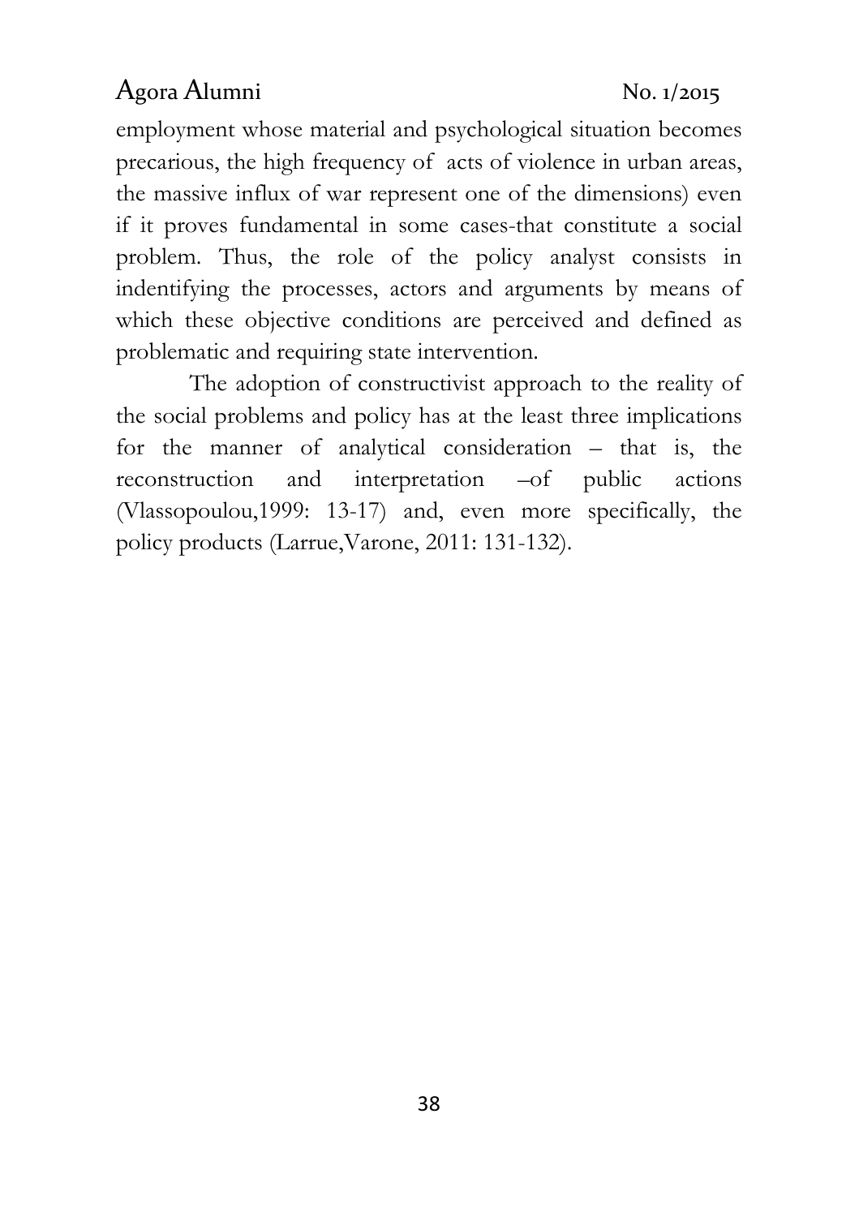employment whose material and psychological situation becomes precarious, the high frequency of acts of violence in urban areas, the massive influx of war represent one of the dimensions) even if it proves fundamental in some cases-that constitute a social problem. Thus, the role of the policy analyst consists in indentifying the processes, actors and arguments by means of which these objective conditions are perceived and defined as problematic and requiring state intervention.

The adoption of constructivist approach to the reality of the social problems and policy has at the least three implications for the manner of analytical consideration – that is, the reconstruction and interpretation –of public actions (Vlassopoulou,1999: 13-17) and, even more specifically, the policy products (Larrue,Varone, 2011: 131-132).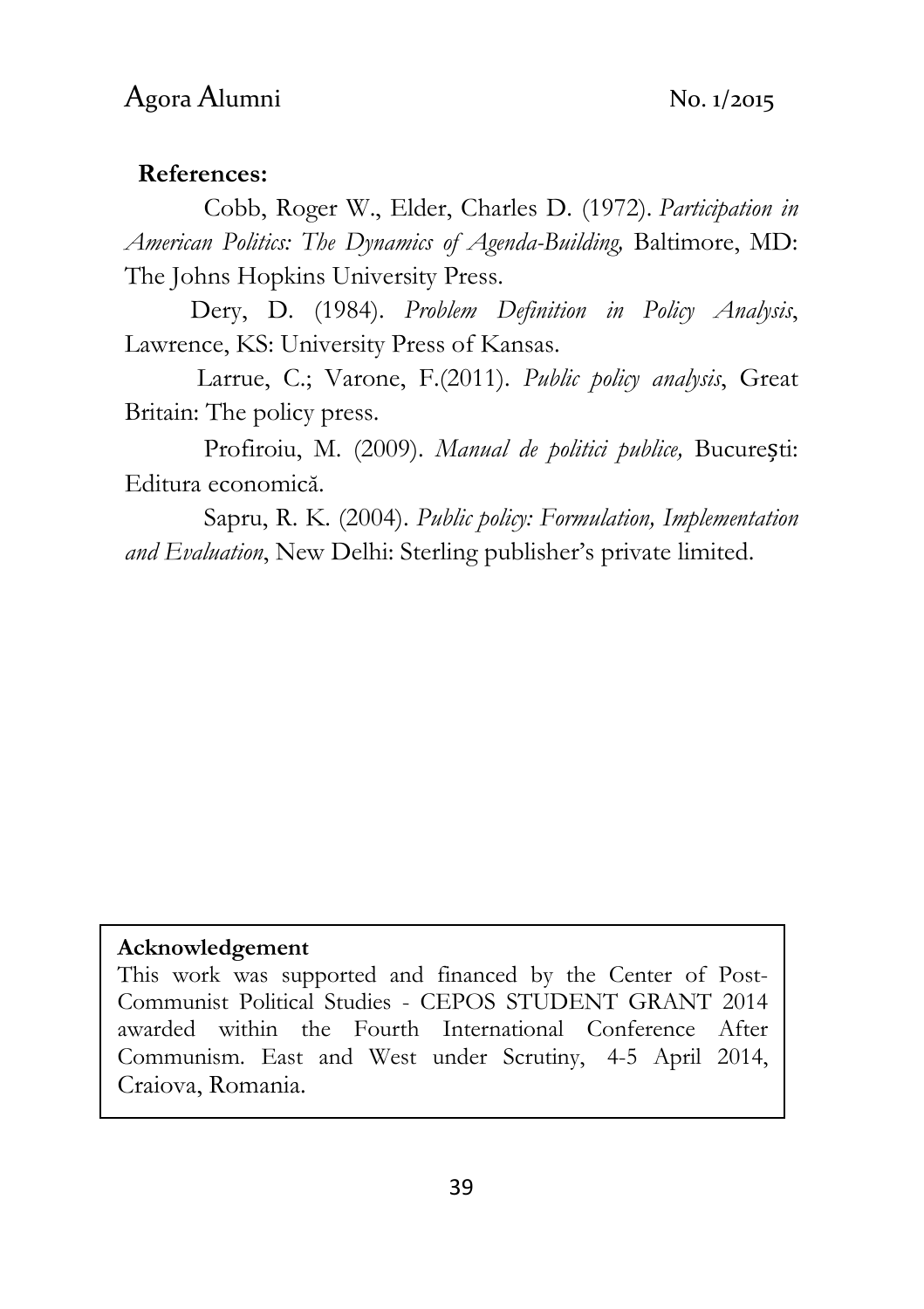**References:**

Cobb, Roger W., Elder, Charles D. (1972). *Participation in American Politics: The Dynamics of Agenda-Building,* Baltimore, MD: The Johns Hopkins University Press.

Dery, D. (1984). *Problem Definition in Policy Analysis*, Lawrence, KS: University Press of Kansas.

Larrue, C.; Varone, F.(2011). *Public policy analysis*, Great Britain: The policy press.

Profiroiu, M. (2009). *Manual de politici publice,* Bucureşti: Editura economică.

Sapru, R. K. (2004). *Public policy: Formulation, Implementation and Evaluation*, New Delhi: Sterling publisher's private limited.

**Acknowledgement**

This work was supported and financed by the Center of Post-Communist Political Studies - CEPOS STUDENT GRANT 2014 awarded within the Fourth International Conference After Communism. East and West under Scrutiny, 4-5 April 2014, Craiova, Romania.